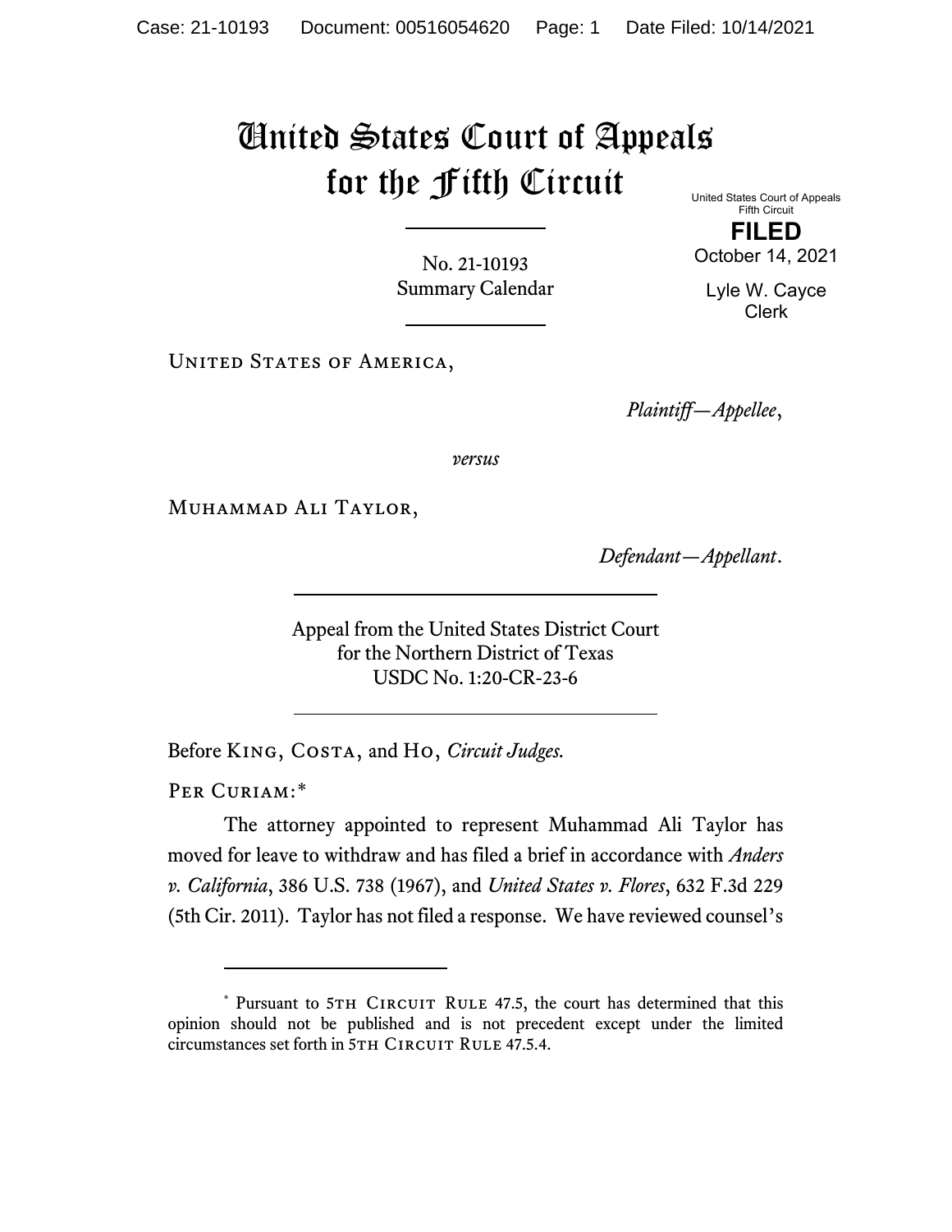# United States Court of Appeals for the Fifth Circuit

United States Court of Appeals
Fifth Circuit

**FILED**

October 14, 2021

Lyle W. Cayce
Clerk

No. 21-10193
Summary Calendar

United States of America,

*Plaintiff—Appellee*,

*versus*

Muhammad Ali Taylor,

*Defendant—Appellant*.

Appeal from the United States District Court
for the Northern District of Texas
USDC No. 1:20-CR-23-6

Before King, Costa, and Ho, *Circuit Judges.*

Per Curiam:*

The attorney appointed to represent Muhammad Ali Taylor has moved for leave to withdraw and has filed a brief in accordance with *Anders v. California*, 386 U.S. 738 (1967), and *United States v. Flores*, 632 F.3d 229 (5th Cir. 2011). Taylor has not filed a response. We have reviewed counsel's

---

\* Pursuant to 5th Circuit Rule 47.5, the court has determined that this opinion should not be published and is not precedent except under the limited circumstances set forth in 5th Circuit Rule 47.5.4.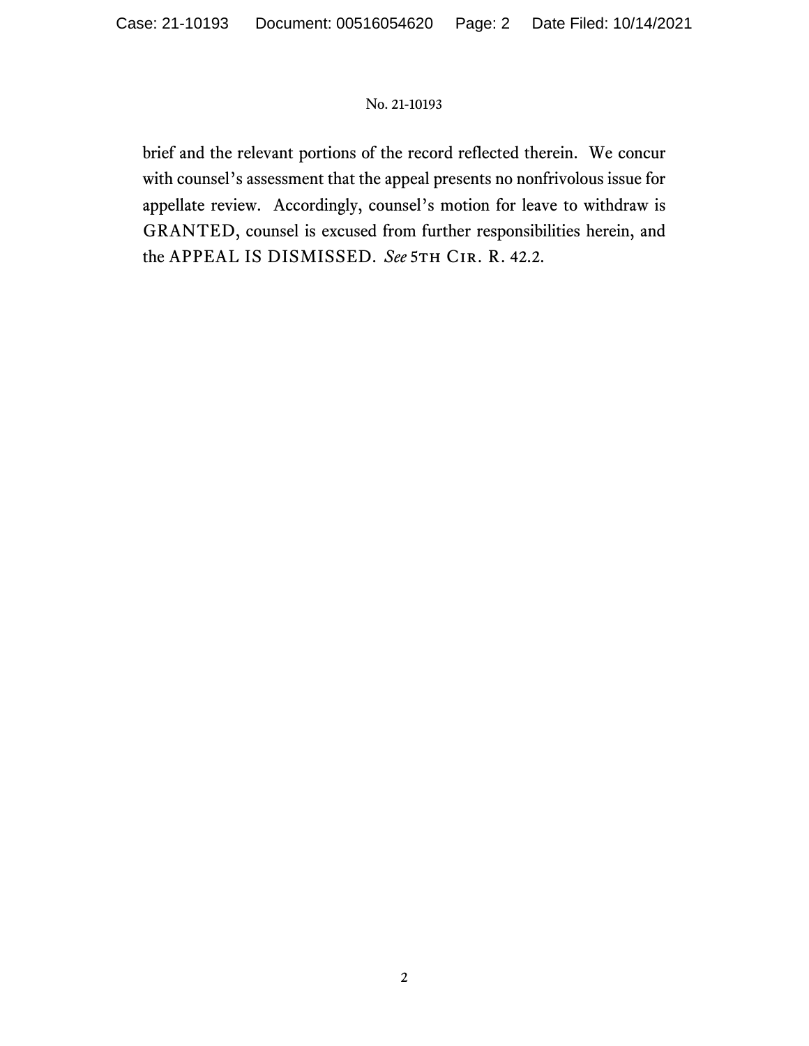brief and the relevant portions of the record reflected therein. We concur with counsel's assessment that the appeal presents no nonfrivolous issue for appellate review. Accordingly, counsel's motion for leave to withdraw is GRANTED, counsel is excused from further responsibilities herein, and the APPEAL IS DISMISSED. *See* 5TH CIR. R. 42.2.